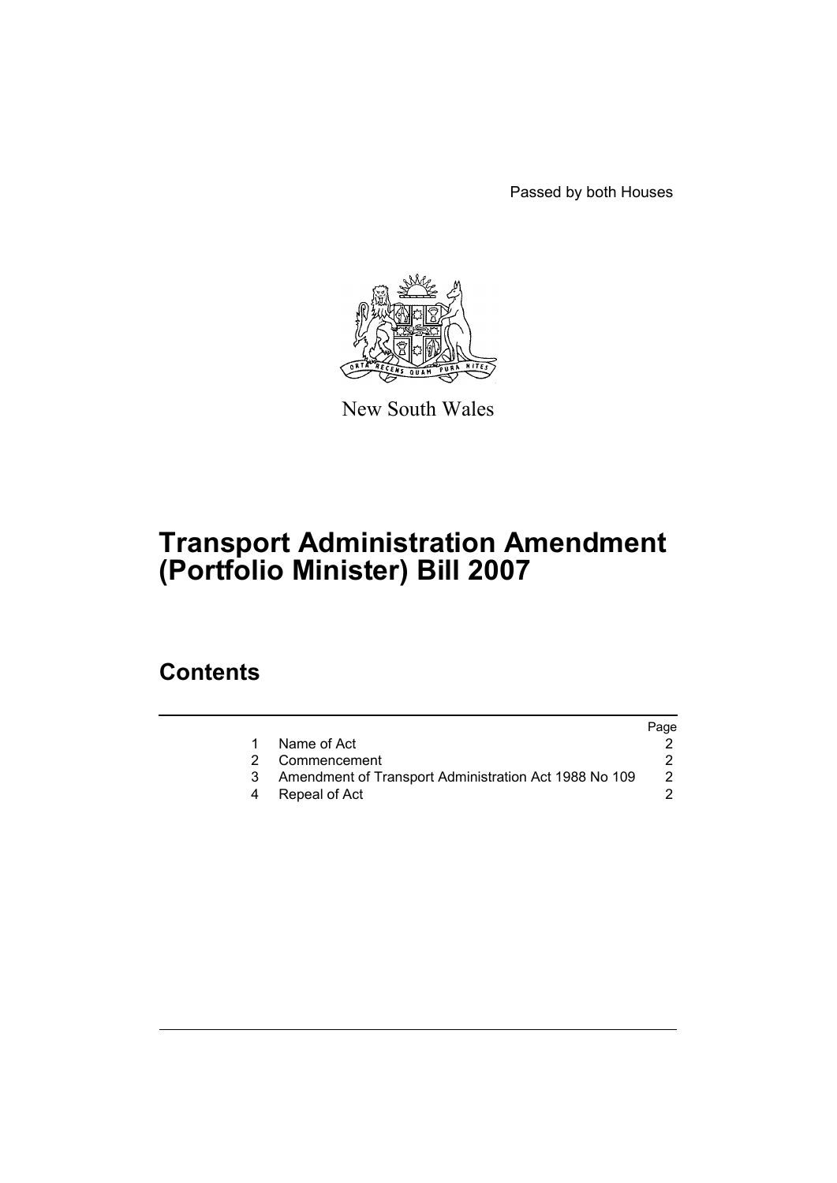Passed by both Houses

New South Wales

# Transport Administration Amendment (Portfolio Minister) Bill 2007

## Contents

| | | Page |
|---|---|---|
| 1 | Name of Act | 2 |
| 2 | Commencement | 2 |
| 3 | Amendment of Transport Administration Act 1988 No 109 | 2 |
| 4 | Repeal of Act | 2 |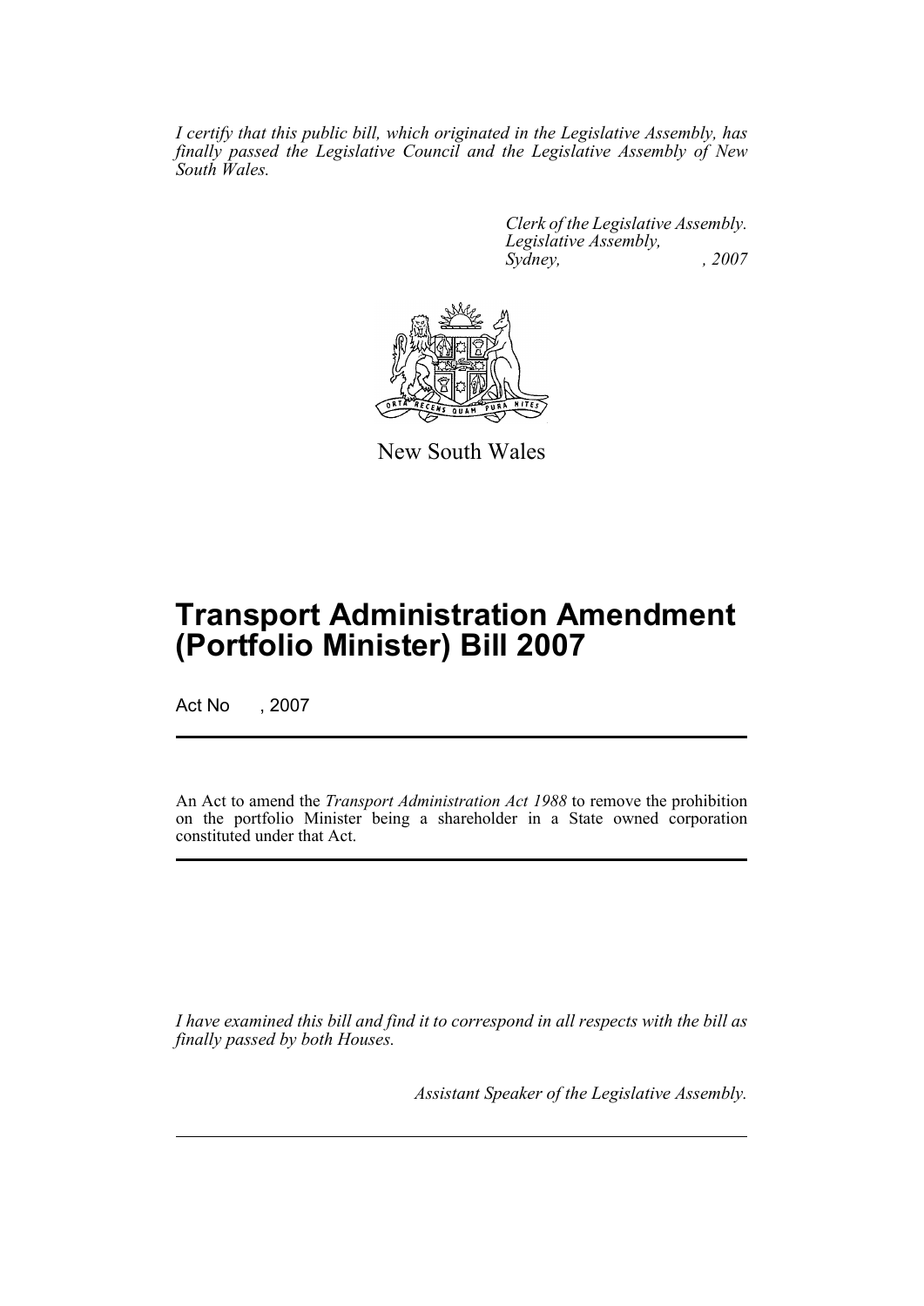*I certify that this public bill, which originated in the Legislative Assembly, has finally passed the Legislative Council and the Legislative Assembly of New South Wales.*

*Clerk of the Legislative Assembly.*
*Legislative Assembly,*
*Sydney, , 2007*

New South Wales

# Transport Administration Amendment (Portfolio Minister) Bill 2007

Act No , 2007

An Act to amend the *Transport Administration Act 1988* to remove the prohibition on the portfolio Minister being a shareholder in a State owned corporation constituted under that Act.

*I have examined this bill and find it to correspond in all respects with the bill as finally passed by both Houses.*

*Assistant Speaker of the Legislative Assembly.*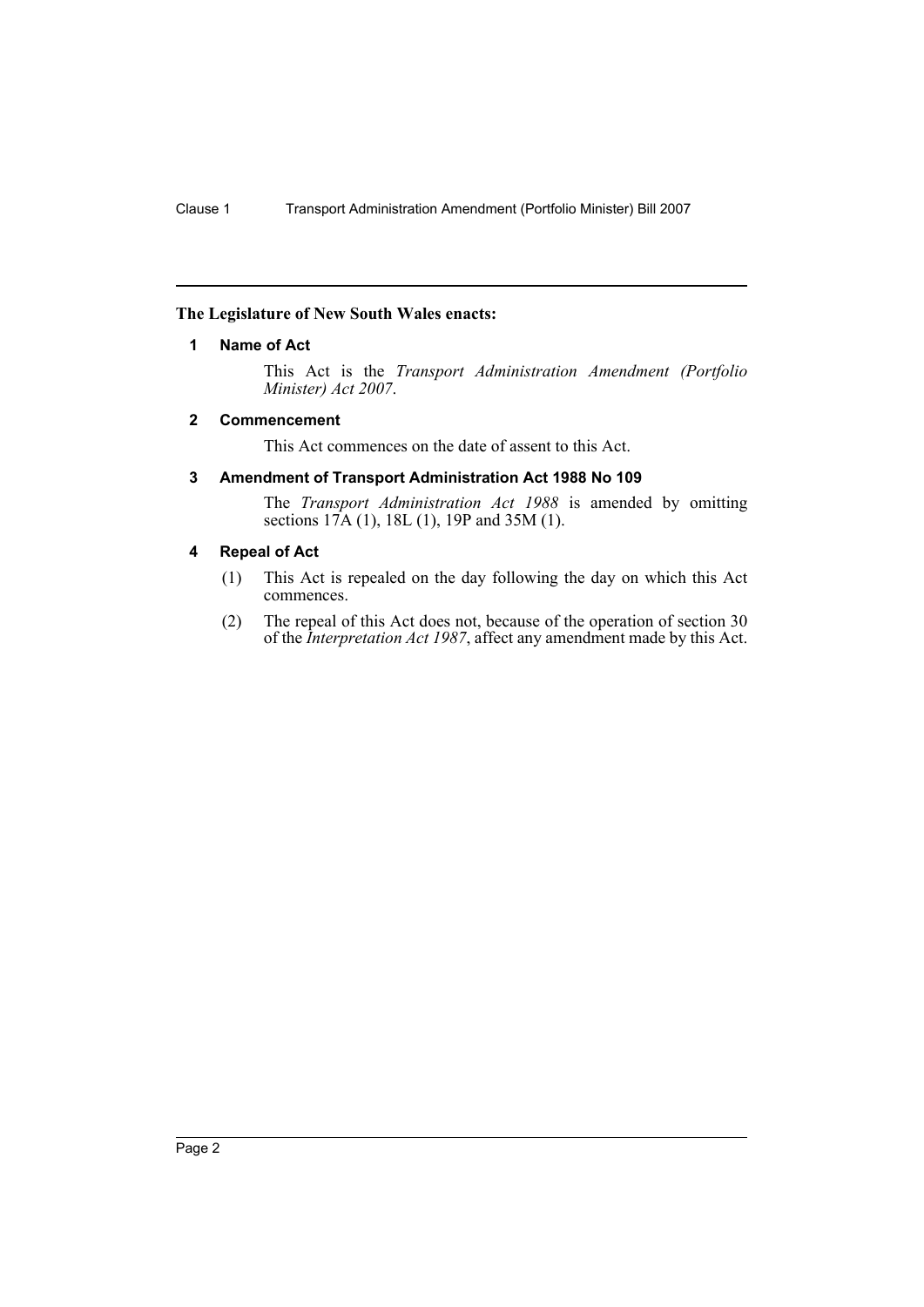**The Legislature of New South Wales enacts:**

### 1 Name of Act

This Act is the *Transport Administration Amendment (Portfolio Minister) Act 2007*.

### 2 Commencement

This Act commences on the date of assent to this Act.

### 3 Amendment of Transport Administration Act 1988 No 109

The *Transport Administration Act 1988* is amended by omitting sections 17A (1), 18L (1), 19P and 35M (1).

### 4 Repeal of Act

(1) This Act is repealed on the day following the day on which this Act commences.

(2) The repeal of this Act does not, because of the operation of section 30 of the *Interpretation Act 1987*, affect any amendment made by this Act.